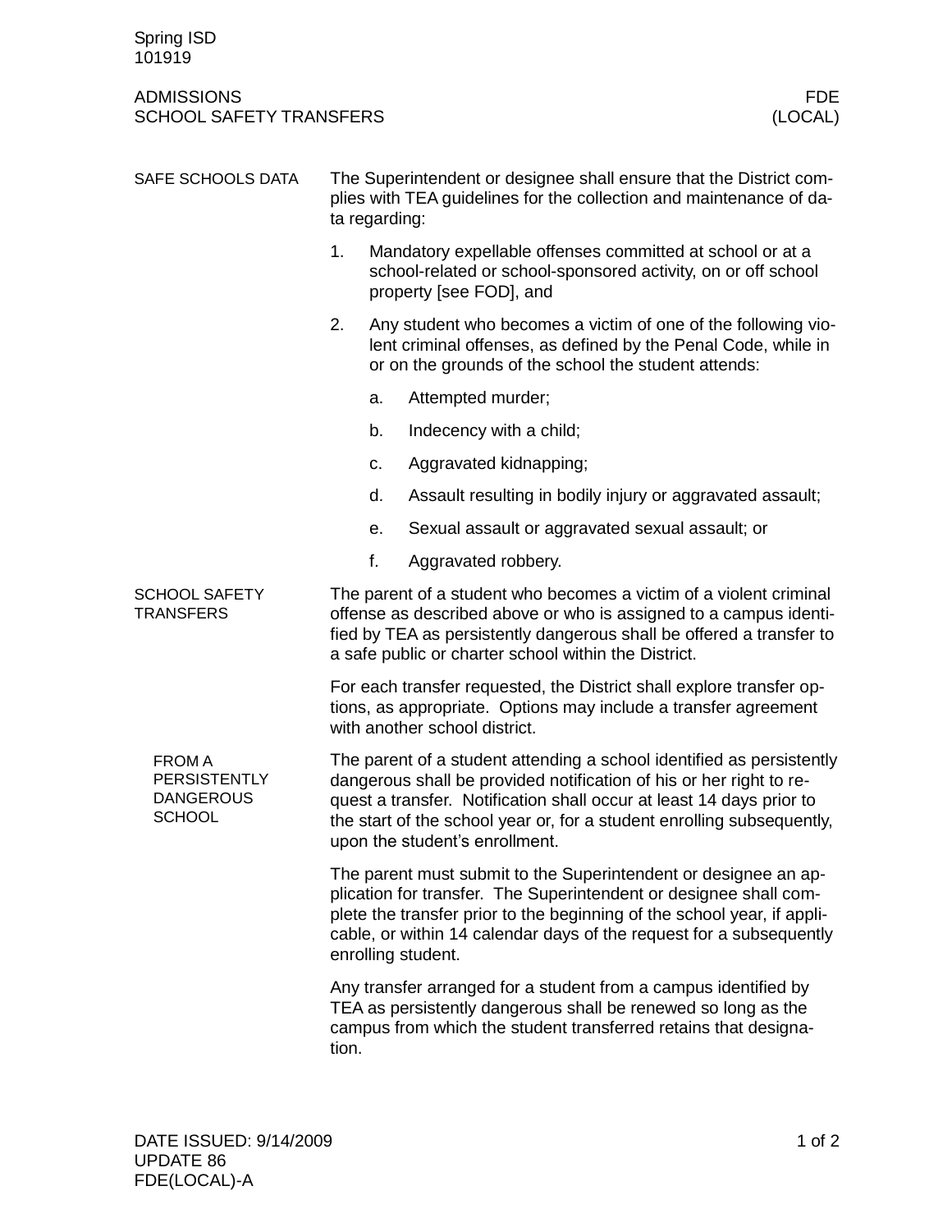Spring ISD
101919

# ADMISSIONS — SCHOOL SAFETY TRANSFERS

FDE (LOCAL)

## SAFE SCHOOLS DATA

The Superintendent or designee shall ensure that the District complies with TEA guidelines for the collection and maintenance of data regarding:

1. Mandatory expellable offenses committed at school or at a school-related or school-sponsored activity, on or off school property [see FOD], and
2. Any student who becomes a victim of one of the following violent criminal offenses, as defined by the Penal Code, while in or on the grounds of the school the student attends:
   a. Attempted murder;
   b. Indecency with a child;
   c. Aggravated kidnapping;
   d. Assault resulting in bodily injury or aggravated assault;
   e. Sexual assault or aggravated sexual assault; or
   f. Aggravated robbery.

## SCHOOL SAFETY TRANSFERS

The parent of a student who becomes a victim of a violent criminal offense as described above or who is assigned to a campus identified by TEA as persistently dangerous shall be offered a transfer to a safe public or charter school within the District.

For each transfer requested, the District shall explore transfer options, as appropriate. Options may include a transfer agreement with another school district.

### FROM A PERSISTENTLY DANGEROUS SCHOOL

The parent of a student attending a school identified as persistently dangerous shall be provided notification of his or her right to request a transfer. Notification shall occur at least 14 days prior to the start of the school year or, for a student enrolling subsequently, upon the student's enrollment.

The parent must submit to the Superintendent or designee an application for transfer. The Superintendent or designee shall complete the transfer prior to the beginning of the school year, if applicable, or within 14 calendar days of the request for a subsequently enrolling student.

Any transfer arranged for a student from a campus identified by TEA as persistently dangerous shall be renewed so long as the campus from which the student transferred retains that designation.

DATE ISSUED: 9/14/2009
UPDATE 86
FDE(LOCAL)-A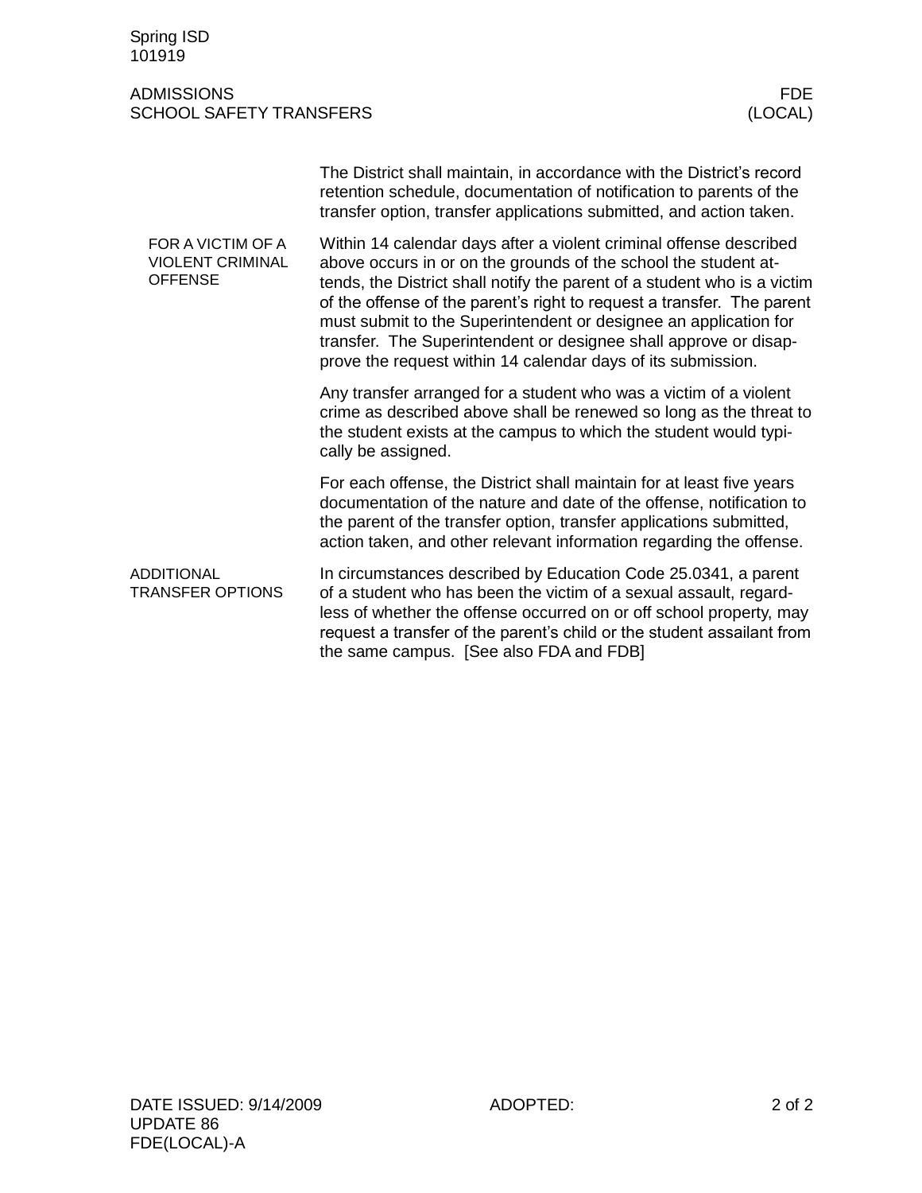The District shall maintain, in accordance with the District's record retention schedule, documentation of notification to parents of the transfer option, transfer applications submitted, and action taken.

### FOR A VICTIM OF A VIOLENT CRIMINAL OFFENSE

Within 14 calendar days after a violent criminal offense described above occurs in or on the grounds of the school the student attends, the District shall notify the parent of a student who is a victim of the offense of the parent's right to request a transfer. The parent must submit to the Superintendent or designee an application for transfer. The Superintendent or designee shall approve or disapprove the request within 14 calendar days of its submission.

Any transfer arranged for a student who was a victim of a violent crime as described above shall be renewed so long as the threat to the student exists at the campus to which the student would typically be assigned.

For each offense, the District shall maintain for at least five years documentation of the nature and date of the offense, notification to the parent of the transfer option, transfer applications submitted, action taken, and other relevant information regarding the offense.

## ADDITIONAL TRANSFER OPTIONS

In circumstances described by Education Code 25.0341, a parent of a student who has been the victim of a sexual assault, regardless of whether the offense occurred on or off school property, may request a transfer of the parent's child or the student assailant from the same campus. [See also FDA and FDB]